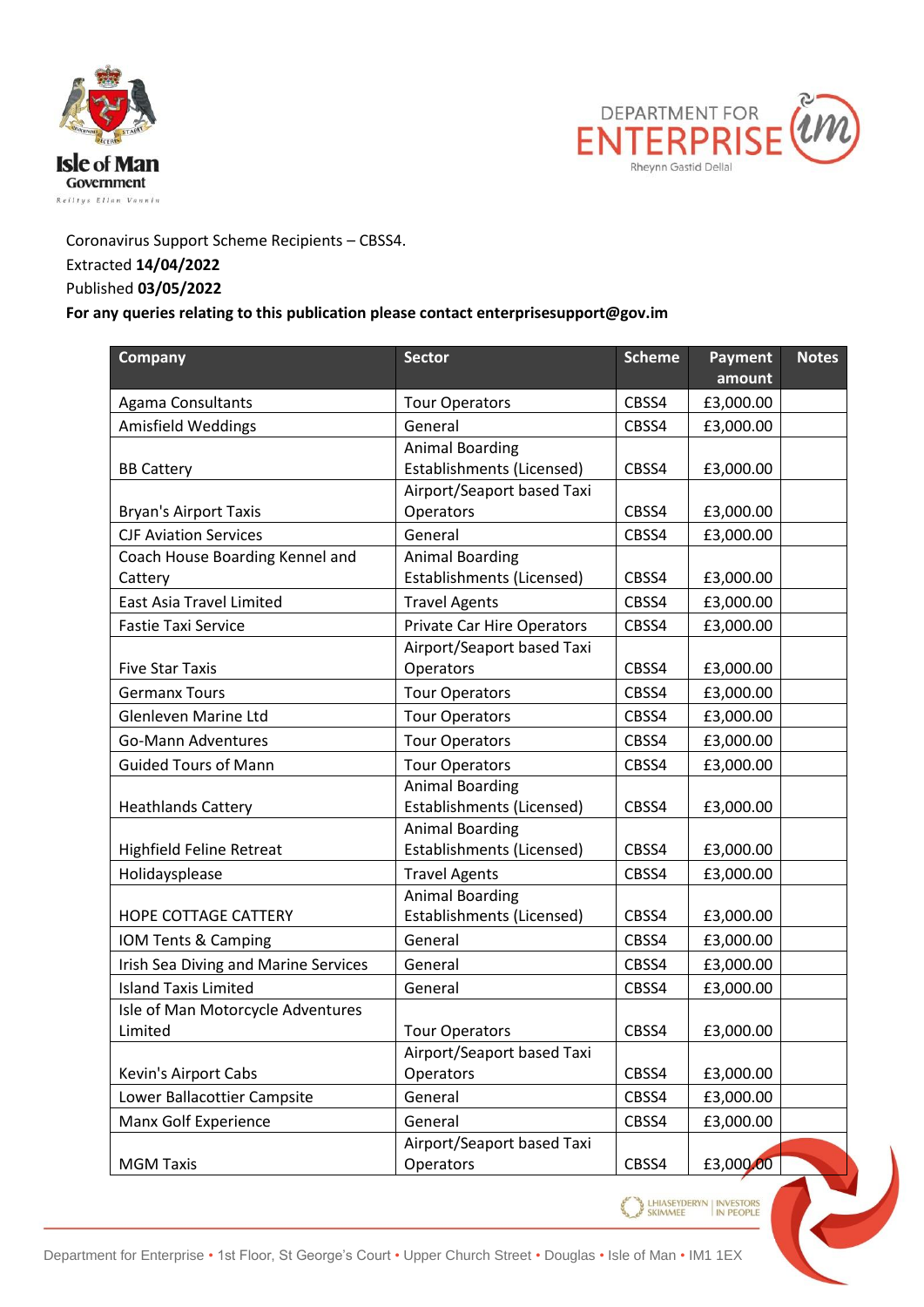Coronavirus Support Scheme Recipients – CBSS4.

Extracted **14/04/2022**

Published **03/05/2022**

**For any queries relating to this publication please contact enterprisesupport@gov.im**

| Company | Sector | Scheme | Payment amount | Notes |
|---|---|---|---|---|
| Agama Consultants | Tour Operators | CBSS4 | £3,000.00 | |
| Amisfield Weddings | General | CBSS4 | £3,000.00 | |
| BB Cattery | Animal Boarding Establishments (Licensed) | CBSS4 | £3,000.00 | |
| Bryan's Airport Taxis | Airport/Seaport based Taxi Operators | CBSS4 | £3,000.00 | |
| CJF Aviation Services | General | CBSS4 | £3,000.00 | |
| Coach House Boarding Kennel and Cattery | Animal Boarding Establishments (Licensed) | CBSS4 | £3,000.00 | |
| East Asia Travel Limited | Travel Agents | CBSS4 | £3,000.00 | |
| Fastie Taxi Service | Private Car Hire Operators | CBSS4 | £3,000.00 | |
| Five Star Taxis | Airport/Seaport based Taxi Operators | CBSS4 | £3,000.00 | |
| Germanx Tours | Tour Operators | CBSS4 | £3,000.00 | |
| Glenleven Marine Ltd | Tour Operators | CBSS4 | £3,000.00 | |
| Go-Mann Adventures | Tour Operators | CBSS4 | £3,000.00 | |
| Guided Tours of Mann | Tour Operators | CBSS4 | £3,000.00 | |
| Heathlands Cattery | Animal Boarding Establishments (Licensed) | CBSS4 | £3,000.00 | |
| Highfield Feline Retreat | Animal Boarding Establishments (Licensed) | CBSS4 | £3,000.00 | |
| Holidaysplease | Travel Agents | CBSS4 | £3,000.00 | |
| HOPE COTTAGE CATTERY | Animal Boarding Establishments (Licensed) | CBSS4 | £3,000.00 | |
| IOM Tents & Camping | General | CBSS4 | £3,000.00 | |
| Irish Sea Diving and Marine Services | General | CBSS4 | £3,000.00 | |
| Island Taxis Limited | General | CBSS4 | £3,000.00 | |
| Isle of Man Motorcycle Adventures Limited | Tour Operators | CBSS4 | £3,000.00 | |
| Kevin's Airport Cabs | Airport/Seaport based Taxi Operators | CBSS4 | £3,000.00 | |
| Lower Ballacottier Campsite | General | CBSS4 | £3,000.00 | |
| Manx Golf Experience | General | CBSS4 | £3,000.00 | |
| MGM Taxis | Airport/Seaport based Taxi Operators | CBSS4 | £3,000.00 | |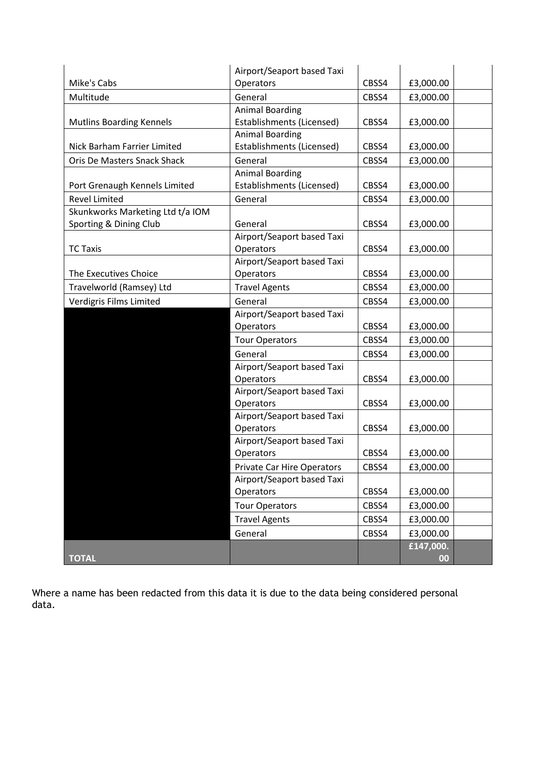| | | | | |
|---|---|---|---|---|
| Mike's Cabs | Airport/Seaport based Taxi Operators | CBSS4 | £3,000.00 | |
| Multitude | General | CBSS4 | £3,000.00 | |
| Mutlins Boarding Kennels | Animal Boarding Establishments (Licensed) | CBSS4 | £3,000.00 | |
| Nick Barham Farrier Limited | Animal Boarding Establishments (Licensed) | CBSS4 | £3,000.00 | |
| Oris De Masters Snack Shack | General | CBSS4 | £3,000.00 | |
| Port Grenaugh Kennels Limited | Animal Boarding Establishments (Licensed) | CBSS4 | £3,000.00 | |
| Revel Limited | General | CBSS4 | £3,000.00 | |
| Skunkworks Marketing Ltd t/a IOM Sporting & Dining Club | General | CBSS4 | £3,000.00 | |
| TC Taxis | Airport/Seaport based Taxi Operators | CBSS4 | £3,000.00 | |
| The Executives Choice | Airport/Seaport based Taxi Operators | CBSS4 | £3,000.00 | |
| Travelworld (Ramsey) Ltd | Travel Agents | CBSS4 | £3,000.00 | |
| Verdigris Films Limited | General | CBSS4 | £3,000.00 | |
| | Airport/Seaport based Taxi Operators | CBSS4 | £3,000.00 | |
| | Tour Operators | CBSS4 | £3,000.00 | |
| | General | CBSS4 | £3,000.00 | |
| | Airport/Seaport based Taxi Operators | CBSS4 | £3,000.00 | |
| | Airport/Seaport based Taxi Operators | CBSS4 | £3,000.00 | |
| | Airport/Seaport based Taxi Operators | CBSS4 | £3,000.00 | |
| | Airport/Seaport based Taxi Operators | CBSS4 | £3,000.00 | |
| | Private Car Hire Operators | CBSS4 | £3,000.00 | |
| | Airport/Seaport based Taxi Operators | CBSS4 | £3,000.00 | |
| | Tour Operators | CBSS4 | £3,000.00 | |
| | Travel Agents | CBSS4 | £3,000.00 | |
| | General | CBSS4 | £3,000.00 | |
| **TOTAL** | | | **£147,000.00** | |

Where a name has been redacted from this data it is due to the data being considered personal data.